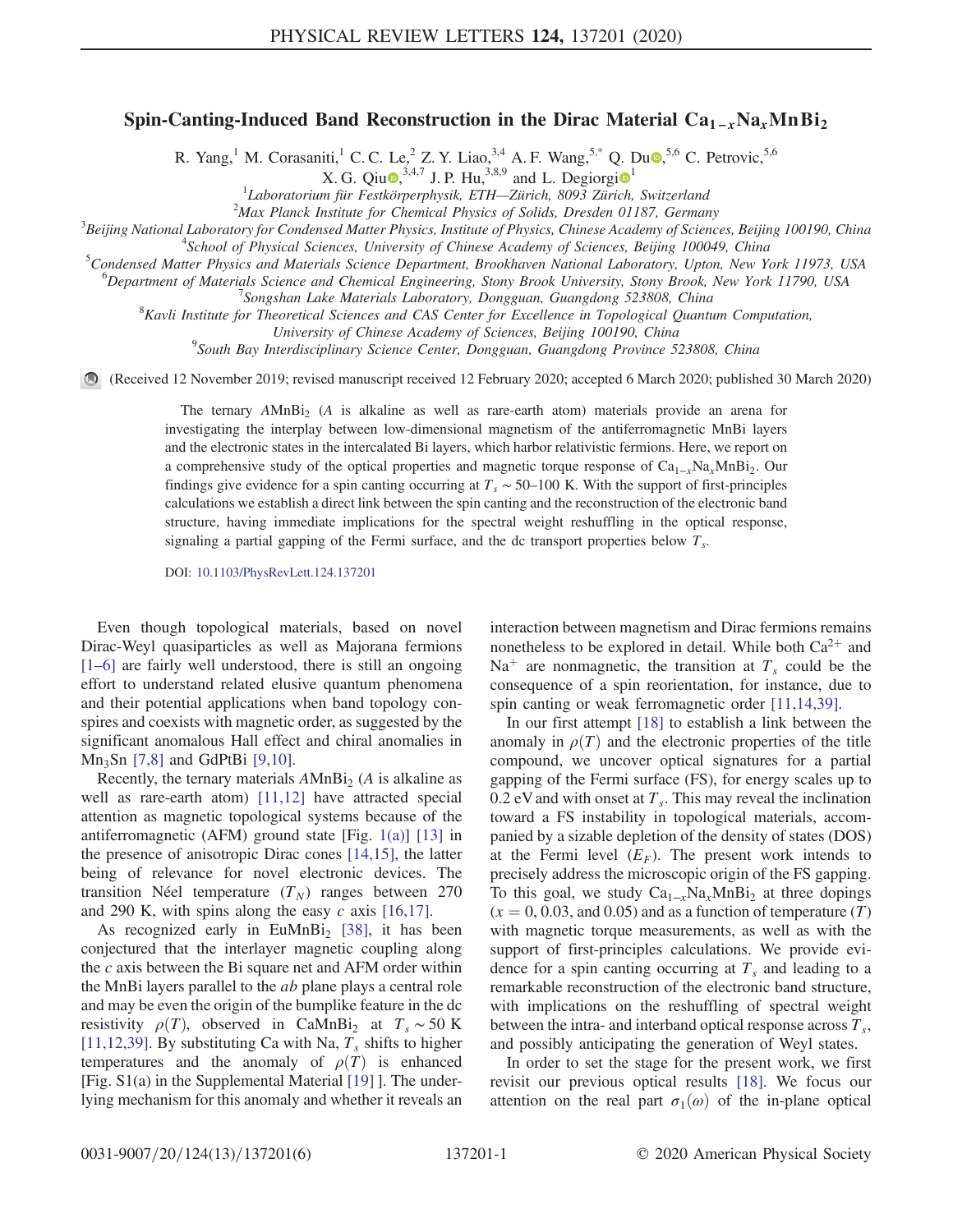# Spin-Canting-Induced Band Reconstruction in the Dirac Material $Ca_{1-x}Na_xMnBi_2$

R. Yang,[1] M. Corasaniti,[1] C. C. Le,[2] Z. Y. Liao,[3,4] A. F. Wang,[5,*] Q. Du,[5,6] C. Petrovic,[5,6] X. G. Qiu,[3,4,7] J. P. Hu,[3,8,9] and L. Degiorgi[1]

[1]Laboratorium für Festkörperphysik, ETH—Zürich, 8093 Zürich, Switzerland
[2]Max Planck Institute for Chemical Physics of Solids, Dresden 01187, Germany
[3]Beijing National Laboratory for Condensed Matter Physics, Institute of Physics, Chinese Academy of Sciences, Beijing 100190, China
[4]School of Physical Sciences, University of Chinese Academy of Sciences, Beijing 100049, China
[5]Condensed Matter Physics and Materials Science Department, Brookhaven National Laboratory, Upton, New York 11973, USA
[6]Department of Materials Science and Chemical Engineering, Stony Brook University, Stony Brook, New York 11790, USA
[7]Songshan Lake Materials Laboratory, Dongguan, Guangdong 523808, China
[8]Kavli Institute for Theoretical Sciences and CAS Center for Excellence in Topological Quantum Computation, University of Chinese Academy of Sciences, Beijing 100190, China
[9]South Bay Interdisciplinary Science Center, Dongguan, Guangdong Province 523808, China

(Received 12 November 2019; revised manuscript received 12 February 2020; accepted 6 March 2020; published 30 March 2020)

The ternary $AMnBi_2$ ($A$ is alkaline as well as rare-earth atom) materials provide an arena for investigating the interplay between low-dimensional magnetism of the antiferromagnetic MnBi layers and the electronic states in the intercalated Bi layers, which harbor relativistic fermions. Here, we report on a comprehensive study of the optical properties and magnetic torque response of $Ca_{1-x}Na_xMnBi_2$. Our findings give evidence for a spin canting occurring at $T_s \sim 50$–100 K. With the support of first-principles calculations we establish a direct link between the spin canting and the reconstruction of the electronic band structure, having immediate implications for the spectral weight reshuffling in the optical response, signaling a partial gapping of the Fermi surface, and the dc transport properties below $T_s$.

DOI: 10.1103/PhysRevLett.124.137201

Even though topological materials, based on novel Dirac-Weyl quasiparticles as well as Majorana fermions [1–6] are fairly well understood, there is still an ongoing effort to understand related elusive quantum phenomena and their potential applications when band topology conspires and coexists with magnetic order, as suggested by the significant anomalous Hall effect and chiral anomalies in $Mn_3Sn$ [7,8] and GdPtBi [9,10].

Recently, the ternary materials $AMnBi_2$ ($A$ is alkaline as well as rare-earth atom) [11,12] have attracted special attention as magnetic topological systems because of the antiferromagnetic (AFM) ground state [Fig. 1(a)] [13] in the presence of anisotropic Dirac cones [14,15], the latter being of relevance for novel electronic devices. The transition Néel temperature ($T_N$) ranges between 270 and 290 K, with spins along the easy $c$ axis [16,17].

As recognized early in $EuMnBi_2$ [38], it has been conjectured that the interlayer magnetic coupling along the $c$ axis between the Bi square net and AFM order within the MnBi layers parallel to the $ab$ plane plays a central role and may be even the origin of the bumplike feature in the dc resistivity $\rho(T)$, observed in $CaMnBi_2$ at $T_s \sim 50$ K [11,12,39]. By substituting Ca with Na, $T_s$ shifts to higher temperatures and the anomaly of $\rho(T)$ is enhanced [Fig. S1(a) in the Supplemental Material [19] ]. The underlying mechanism for this anomaly and whether it reveals an interaction between magnetism and Dirac fermions remains nonetheless to be explored in detail. While both $Ca^{2+}$ and $Na^{+}$ are nonmagnetic, the transition at $T_s$ could be the consequence of a spin reorientation, for instance, due to spin canting or weak ferromagnetic order [11,14,39].

In our first attempt [18] to establish a link between the anomaly in $\rho(T)$ and the electronic properties of the title compound, we uncover optical signatures for a partial gapping of the Fermi surface (FS), for energy scales up to 0.2 eV and with onset at $T_s$. This may reveal the inclination toward a FS instability in topological materials, accompanied by a sizable depletion of the density of states (DOS) at the Fermi level ($E_F$). The present work intends to precisely address the microscopic origin of the FS gapping. To this goal, we study $Ca_{1-x}Na_xMnBi_2$ at three dopings ($x = 0$, 0.03, and 0.05) and as a function of temperature ($T$) with magnetic torque measurements, as well as with the support of first-principles calculations. We provide evidence for a spin canting occurring at $T_s$ and leading to a remarkable reconstruction of the electronic band structure, with implications on the reshuffling of spectral weight between the intra- and interband optical response across $T_s$, and possibly anticipating the generation of Weyl states.

In order to set the stage for the present work, we first revisit our previous optical results [18]. We focus our attention on the real part $\sigma_1(\omega)$ of the in-plane optical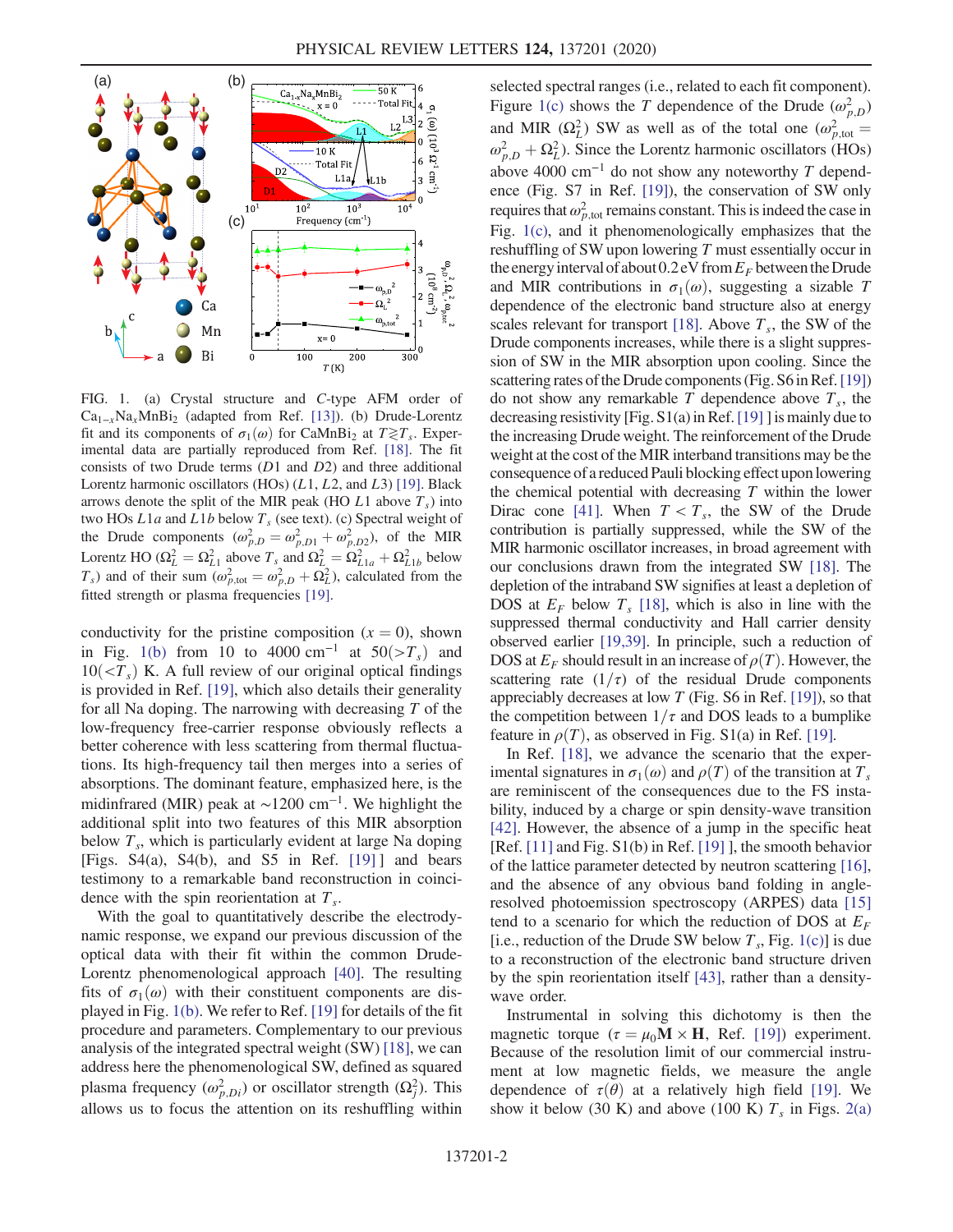FIG. 1. (a) Crystal structure and $C$-type AFM order of $Ca_{1-x}Na_xMnBi_2$ (adapted from Ref. [13]). (b) Drude-Lorentz fit and its components of $\sigma_1(\omega)$ for $CaMnBi_2$ at $T \gtrless T_s$. Experimental data are partially reproduced from Ref. [18]. The fit consists of two Drude terms ($D1$ and $D2$) and three additional Lorentz harmonic oscillators (HOs) ($L1$, $L2$, and $L3$) [19]. Black arrows denote the split of the MIR peak (HO $L1$ above $T_s$) into two HOs $L1a$ and $L1b$ below $T_s$ (see text). (c) Spectral weight of the Drude components ($\omega_{p,D}^2 = \omega_{p,D1}^2 + \omega_{p,D2}^2$), of the MIR Lorentz HO ($\Omega_L^2 = \Omega_{L1}^2$ above $T_s$ and $\Omega_L^2 = \Omega_{L1a}^2 + \Omega_{L1b}^2$ below $T_s$) and of their sum ($\omega_{p,\mathrm{tot}}^2 = \omega_{p,D}^2 + \Omega_L^2$), calculated from the fitted strength or plasma frequencies [19].

conductivity for the pristine composition ($x = 0$), shown in Fig. 1(b) from 10 to 4000 $\mathrm{cm}^{-1}$ at 50($>T_s$) and 10($<T_s$) K. A full review of our original optical findings is provided in Ref. [19], which also details their generality for all Na doping. The narrowing with decreasing $T$ of the low-frequency free-carrier response obviously reflects a better coherence with less scattering from thermal fluctuations. Its high-frequency tail then merges into a series of absorptions. The dominant feature, emphasized here, is the midinfrared (MIR) peak at $\sim 1200$ $\mathrm{cm}^{-1}$. We highlight the additional split into two features of this MIR absorption below $T_s$, which is particularly evident at large Na doping [Figs. S4(a), S4(b), and S5 in Ref. [19] ] and bears testimony to a remarkable band reconstruction in coincidence with the spin reorientation at $T_s$.

With the goal to quantitatively describe the electrodynamic response, we expand our previous discussion of the optical data with their fit within the common Drude-Lorentz phenomenological approach [40]. The resulting fits of $\sigma_1(\omega)$ with their constituent components are displayed in Fig. 1(b). We refer to Ref. [19] for details of the fit procedure and parameters. Complementary to our previous analysis of the integrated spectral weight (SW) [18], we can address here the phenomenological SW, defined as squared plasma frequency ($\omega_{p,Di}^2$) or oscillator strength ($\Omega_j^2$). This allows us to focus the attention on its reshuffling within selected spectral ranges (i.e., related to each fit component). Figure 1(c) shows the $T$ dependence of the Drude ($\omega_{p,D}^2$) and MIR ($\Omega_L^2$) SW as well as of the total one ($\omega_{p,\mathrm{tot}}^2 = \omega_{p,D}^2 + \Omega_L^2$). Since the Lorentz harmonic oscillators (HOs) above 4000 $\mathrm{cm}^{-1}$ do not show any noteworthy $T$ dependence (Fig. S7 in Ref. [19]), the conservation of SW only requires that $\omega_{p,\mathrm{tot}}^2$ remains constant. This is indeed the case in Fig. 1(c), and it phenomenologically emphasizes that the reshuffling of SW upon lowering $T$ must essentially occur in the energy interval of about 0.2 eV from $E_F$ between the Drude and MIR contributions in $\sigma_1(\omega)$, suggesting a sizable $T$ dependence of the electronic band structure also at energy scales relevant for transport [18]. Above $T_s$, the SW of the Drude components increases, while there is a slight suppression of SW in the MIR absorption upon cooling. Since the scattering rates of the Drude components (Fig. S6 in Ref. [19]) do not show any remarkable $T$ dependence above $T_s$, the decreasing resistivity [Fig. S1(a) in Ref. [19] ] is mainly due to the increasing Drude weight. The reinforcement of the Drude weight at the cost of the MIR interband transitions may be the consequence of a reduced Pauli blocking effect upon lowering the chemical potential with decreasing $T$ within the lower Dirac cone [41]. When $T < T_s$, the SW of the Drude contribution is partially suppressed, while the SW of the MIR harmonic oscillator increases, in broad agreement with our conclusions drawn from the integrated SW [18]. The depletion of the intraband SW signifies at least a depletion of DOS at $E_F$ below $T_s$ [18], which is also in line with the suppressed thermal conductivity and Hall carrier density observed earlier [19,39]. In principle, such a reduction of DOS at $E_F$ should result in an increase of $\rho(T)$. However, the scattering rate ($1/\tau$) of the residual Drude components appreciably decreases at low $T$ (Fig. S6 in Ref. [19]), so that the competition between $1/\tau$ and DOS leads to a bumplike feature in $\rho(T)$, as observed in Fig. S1(a) in Ref. [19].

In Ref. [18], we advance the scenario that the experimental signatures in $\sigma_1(\omega)$ and $\rho(T)$ of the transition at $T_s$ are reminiscent of the consequences due to the FS instability, induced by a charge or spin density-wave transition [42]. However, the absence of a jump in the specific heat [Ref. [11] and Fig. S1(b) in Ref. [19] ], the smooth behavior of the lattice parameter detected by neutron scattering [16], and the absence of any obvious band folding in angle-resolved photoemission spectroscopy (ARPES) data [15] tend to a scenario for which the reduction of DOS at $E_F$ [i.e., reduction of the Drude SW below $T_s$, Fig. 1(c)] is due to a reconstruction of the electronic band structure driven by the spin reorientation itself [43], rather than a density-wave order.

Instrumental in solving this dichotomy is then the magnetic torque ($\tau = \mu_0 \mathbf{M} \times \mathbf{H}$, Ref. [19]) experiment. Because of the resolution limit of our commercial instrument at low magnetic fields, we measure the angle dependence of $\tau(\theta)$ at a relatively high field [19]. We show it below (30 K) and above (100 K) $T_s$ in Figs. 2(a)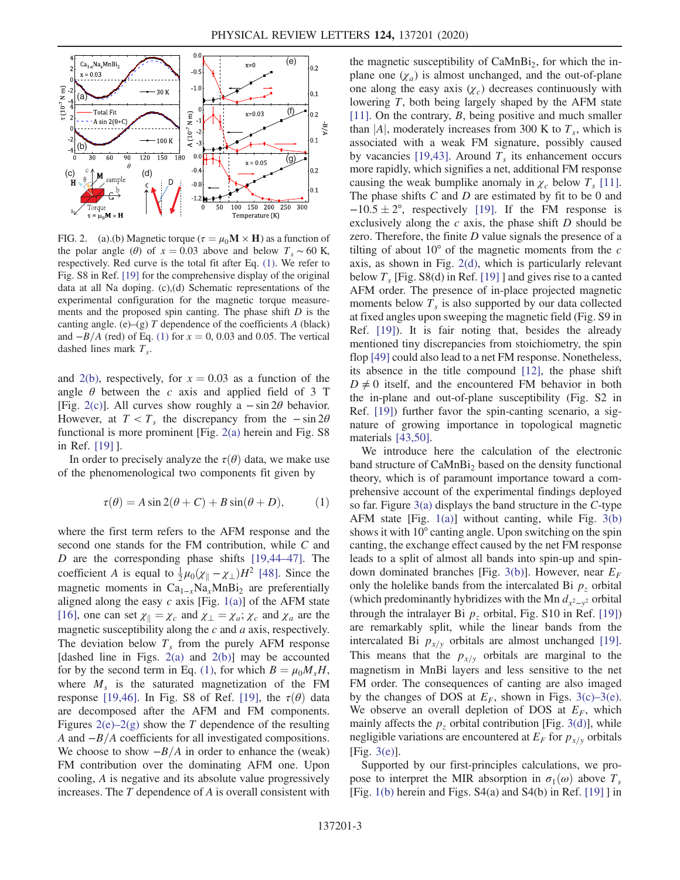FIG. 2. (a),(b) Magnetic torque ($\tau = \mu_0 \mathbf{M} \times \mathbf{H}$) as a function of the polar angle ($\theta$) of $x = 0.03$ above and below $T_s \sim 60$ K, respectively. Red curve is the total fit after Eq. (1). We refer to Fig. S8 in Ref. [19] for the comprehensive display of the original data at all Na doping. (c),(d) Schematic representations of the experimental configuration for the magnetic torque measurements and the proposed spin canting. The phase shift $D$ is the canting angle. (e)–(g) $T$ dependence of the coefficients $A$ (black) and $-B/A$ (red) of Eq. (1) for $x = 0$, 0.03 and 0.05. The vertical dashed lines mark $T_s$.

and 2(b), respectively, for $x = 0.03$ as a function of the angle $\theta$ between the $c$ axis and applied field of 3 T [Fig. 2(c)]. All curves show roughly a $-\sin 2\theta$ behavior. However, at $T < T_s$ the discrepancy from the $-\sin 2\theta$ functional is more prominent [Fig. 2(a) herein and Fig. S8 in Ref. [19] ].

In order to precisely analyze the $\tau(\theta)$ data, we make use of the phenomenological two components fit given by

$$\tau(\theta) = A \sin 2(\theta + C) + B \sin(\theta + D), \qquad (1)$$

where the first term refers to the AFM response and the second one stands for the FM contribution, while $C$ and $D$ are the corresponding phase shifts [19,44–47]. The coefficient $A$ is equal to $\frac{1}{2}\mu_0(\chi_\parallel - \chi_\perp)H^2$ [48]. Since the magnetic moments in $Ca_{1-x}Na_xMnBi_2$ are preferentially aligned along the easy $c$ axis [Fig. 1(a)] of the AFM state [16], one can set $\chi_\parallel = \chi_c$ and $\chi_\perp = \chi_a$; $\chi_c$ and $\chi_a$ are the magnetic susceptibility along the $c$ and $a$ axis, respectively. The deviation below $T_s$ from the purely AFM response [dashed line in Figs. 2(a) and 2(b)] may be accounted for by the second term in Eq. (1), for which $B = \mu_0 M_s H$, where $M_s$ is the saturated magnetization of the FM response [19,46]. In Fig. S8 of Ref. [19], the $\tau(\theta)$ data are decomposed after the AFM and FM components. Figures 2(e)–2(g) show the $T$ dependence of the resulting $A$ and $-B/A$ coefficients for all investigated compositions. We choose to show $-B/A$ in order to enhance the (weak) FM contribution over the dominating AFM one. Upon cooling, $A$ is negative and its absolute value progressively increases. The $T$ dependence of $A$ is overall consistent with the magnetic susceptibility of $CaMnBi_2$, for which the in-plane one ($\chi_a$) is almost unchanged, and the out-of-plane one along the easy axis ($\chi_c$) decreases continuously with lowering $T$, both being largely shaped by the AFM state [11]. On the contrary, $B$, being positive and much smaller than $|A|$, moderately increases from 300 K to $T_s$, which is associated with a weak FM signature, possibly caused by vacancies [19,43]. Around $T_s$ its enhancement occurs more rapidly, which signifies a net, additional FM response causing the weak bumplike anomaly in $\chi_c$ below $T_s$ [11]. The phase shifts $C$ and $D$ are estimated by fit to be 0 and $-10.5 \pm 2°$, respectively [19]. If the FM response is exclusively along the $c$ axis, the phase shift $D$ should be zero. Therefore, the finite $D$ value signals the presence of a tilting of about 10° of the magnetic moments from the $c$ axis, as shown in Fig. 2(d), which is particularly relevant below $T_s$ [Fig. S8(d) in Ref. [19] ] and gives rise to a canted AFM order. The presence of in-place projected magnetic moments below $T_s$ is also supported by our data collected at fixed angles upon sweeping the magnetic field (Fig. S9 in Ref. [19]). It is fair noting that, besides the already mentioned tiny discrepancies from stoichiometry, the spin flop [49] could also lead to a net FM response. Nonetheless, its absence in the title compound [12], the phase shift $D \neq 0$ itself, and the encountered FM behavior in both the in-plane and out-of-plane susceptibility (Fig. S2 in Ref. [19]) further favor the spin-canting scenario, a signature of growing importance in topological magnetic materials [43,50].

We introduce here the calculation of the electronic band structure of $CaMnBi_2$ based on the density functional theory, which is of paramount importance toward a comprehensive account of the experimental findings deployed so far. Figure 3(a) displays the band structure in the $C$-type AFM state [Fig. 1(a)] without canting, while Fig. 3(b) shows it with 10° canting angle. Upon switching on the spin canting, the exchange effect caused by the net FM response leads to a split of almost all bands into spin-up and spin-down dominated branches [Fig. 3(b)]. However, near $E_F$ only the holelike bands from the intercalated Bi $p_z$ orbital (which predominantly hybridizes with the Mn $d_{x^2-y^2}$ orbital through the intralayer Bi $p_z$ orbital, Fig. S10 in Ref. [19]) are remarkably split, while the linear bands from the intercalated Bi $p_{x/y}$ orbitals are almost unchanged [19]. This means that the $p_{x/y}$ orbitals are marginal to the magnetism in MnBi layers and less sensitive to the net FM order. The consequences of canting are also imaged by the changes of DOS at $E_F$, shown in Figs. 3(c)–3(e). We observe an overall depletion of DOS at $E_F$, which mainly affects the $p_z$ orbital contribution [Fig. 3(d)], while negligible variations are encountered at $E_F$ for $p_{x/y}$ orbitals [Fig. 3(e)].

Supported by our first-principles calculations, we propose to interpret the MIR absorption in $\sigma_1(\omega)$ above $T_s$ [Fig. 1(b) herein and Figs. S4(a) and S4(b) in Ref. [19] ] in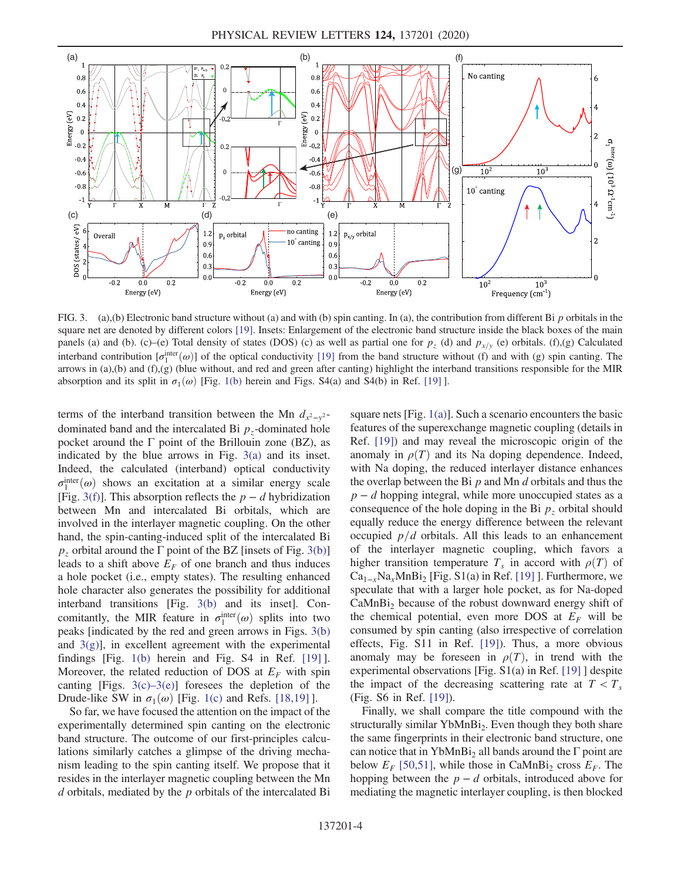FIG. 3. (a),(b) Electronic band structure without (a) and with (b) spin canting. In (a), the contribution from different Bi $p$ orbitals in the square net are denoted by different colors [19]. Insets: Enlargement of the electronic band structure inside the black boxes of the main panels (a) and (b). (c)–(e) Total density of states (DOS) (c) as well as partial one for $p_z$ (d) and $p_{x/y}$ (e) orbitals. (f),(g) Calculated interband contribution $[\sigma_1^{\text{inter}}(\omega)]$ of the optical conductivity [19] from the band structure without (f) and with (g) spin canting. The arrows in (a),(b) and (f),(g) (blue without, and red and green after canting) highlight the interband transitions responsible for the MIR absorption and its split in $\sigma_1(\omega)$ [Fig. 1(b) herein and Figs. S4(a) and S4(b) in Ref. [19] ].

terms of the interband transition between the Mn $d_{x^2-y^2}$-dominated band and the intercalated Bi $p_z$-dominated hole pocket around the Γ point of the Brillouin zone (BZ), as indicated by the blue arrows in Fig. 3(a) and its inset. Indeed, the calculated (interband) optical conductivity $\sigma_1^{\text{inter}}(\omega)$ shows an excitation at a similar energy scale [Fig. 3(f)]. This absorption reflects the $p-d$ hybridization between Mn and intercalated Bi orbitals, which are involved in the interlayer magnetic coupling. On the other hand, the spin-canting-induced split of the intercalated Bi $p_z$ orbital around the Γ point of the BZ [insets of Fig. 3(b)] leads to a shift above $E_F$ of one branch and thus induces a hole pocket (i.e., empty states). The resulting enhanced hole character also generates the possibility for additional interband transitions [Fig. 3(b) and its inset]. Concomitantly, the MIR feature in $\sigma_1^{\text{inter}}(\omega)$ splits into two peaks [indicated by the red and green arrows in Figs. 3(b) and 3(g)], in excellent agreement with the experimental findings [Fig. 1(b) herein and Fig. S4 in Ref. [19] ]. Moreover, the related reduction of DOS at $E_F$ with spin canting [Figs. 3(c)–3(e)] foresees the depletion of the Drude-like SW in $\sigma_1(\omega)$ [Fig. 1(c) and Refs. [18,19] ].

So far, we have focused the attention on the impact of the experimentally determined spin canting on the electronic band structure. The outcome of our first-principles calculations similarly catches a glimpse of the driving mechanism leading to the spin canting itself. We propose that it resides in the interlayer magnetic coupling between the Mn $d$ orbitals, mediated by the $p$ orbitals of the intercalated Bi square nets [Fig. 1(a)]. Such a scenario encounters the basic features of the superexchange magnetic coupling (details in Ref. [19]) and may reveal the microscopic origin of the anomaly in $\rho(T)$ and its Na doping dependence. Indeed, with Na doping, the reduced interlayer distance enhances the overlap between the Bi $p$ and Mn $d$ orbitals and thus the $p-d$ hopping integral, while more unoccupied states as a consequence of the hole doping in the Bi $p_z$ orbital should equally reduce the energy difference between the relevant occupied $p/d$ orbitals. All this leads to an enhancement of the interlayer magnetic coupling, which favors a higher transition temperature $T_s$ in accord with $\rho(T)$ of $Ca_{1-x}Na_xMnBi_2$ [Fig. S1(a) in Ref. [19] ]. Furthermore, we speculate that with a larger hole pocket, as for Na-doped $CaMnBi_2$ because of the robust downward energy shift of the chemical potential, even more DOS at $E_F$ will be consumed by spin canting (also irrespective of correlation effects, Fig. S11 in Ref. [19]). Thus, a more obvious anomaly may be foreseen in $\rho(T)$, in trend with the experimental observations [Fig. S1(a) in Ref. [19] ] despite the impact of the decreasing scattering rate at $T < T_s$ (Fig. S6 in Ref. [19]).

Finally, we shall compare the title compound with the structurally similar $YbMnBi_2$. Even though they both share the same fingerprints in their electronic band structure, one can notice that in $YbMnBi_2$ all bands around the Γ point are below $E_F$ [50,51], while those in $CaMnBi_2$ cross $E_F$. The hopping between the $p-d$ orbitals, introduced above for mediating the magnetic interlayer coupling, is then blocked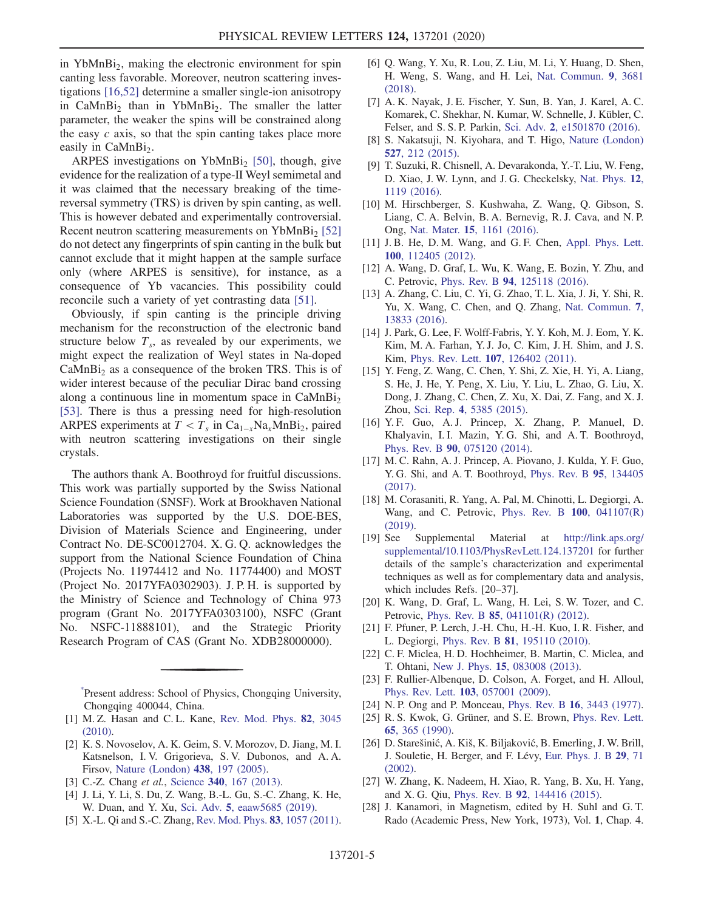in $YbMnBi_2$, making the electronic environment for spin canting less favorable. Moreover, neutron scattering investigations [16,52] determine a smaller single-ion anisotropy in $CaMnBi_2$ than in $YbMnBi_2$. The smaller the latter parameter, the weaker the spins will be constrained along the easy $c$ axis, so that the spin canting takes place more easily in $CaMnBi_2$.

ARPES investigations on $YbMnBi_2$ [50], though, give evidence for the realization of a type-II Weyl semimetal and it was claimed that the necessary breaking of the time-reversal symmetry (TRS) is driven by spin canting, as well. This is however debated and experimentally controversial. Recent neutron scattering measurements on $YbMnBi_2$ [52] do not detect any fingerprints of spin canting in the bulk but cannot exclude that it might happen at the sample surface only (where ARPES is sensitive), for instance, as a consequence of Yb vacancies. This possibility could reconcile such a variety of yet contrasting data [51].

Obviously, if spin canting is the principle driving mechanism for the reconstruction of the electronic band structure below $T_s$, as revealed by our experiments, we might expect the realization of Weyl states in Na-doped $CaMnBi_2$ as a consequence of the broken TRS. This is of wider interest because of the peculiar Dirac band crossing along a continuous line in momentum space in $CaMnBi_2$ [53]. There is thus a pressing need for high-resolution ARPES experiments at $T < T_s$ in $Ca_{1-x}Na_xMnBi_2$, paired with neutron scattering investigations on their single crystals.

The authors thank A. Boothroyd for fruitful discussions. This work was partially supported by the Swiss National Science Foundation (SNSF). Work at Brookhaven National Laboratories was supported by the U.S. DOE-BES, Division of Materials Science and Engineering, under Contract No. DE-SC0012704. X. G. Q. acknowledges the support from the National Science Foundation of China (Projects No. 11974412 and No. 11774400) and MOST (Project No. 2017YFA0302903). J. P. H. is supported by the Ministry of Science and Technology of China 973 program (Grant No. 2017YFA0303100), NSFC (Grant No. NSFC-11888101), and the Strategic Priority Research Program of CAS (Grant No. XDB28000000).

---

[*] Present address: School of Physics, Chongqing University, Chongqing 400044, China.

[1] M. Z. Hasan and C. L. Kane, Rev. Mod. Phys. **82**, 3045 (2010).

[2] K. S. Novoselov, A. K. Geim, S. V. Morozov, D. Jiang, M. I. Katsnelson, I. V. Grigorieva, S. V. Dubonos, and A. A. Firsov, Nature (London) **438**, 197 (2005).

[3] C.-Z. Chang *et al.*, Science **340**, 167 (2013).

[4] J. Li, Y. Li, S. Du, Z. Wang, B.-L. Gu, S.-C. Zhang, K. He, W. Duan, and Y. Xu, Sci. Adv. **5**, eaaw5685 (2019).

[5] X.-L. Qi and S.-C. Zhang, Rev. Mod. Phys. **83**, 1057 (2011).

[6] Q. Wang, Y. Xu, R. Lou, Z. Liu, M. Li, Y. Huang, D. Shen, H. Weng, S. Wang, and H. Lei, Nat. Commun. **9**, 3681 (2018).

[7] A. K. Nayak, J. E. Fischer, Y. Sun, B. Yan, J. Karel, A. C. Komarek, C. Shekhar, N. Kumar, W. Schnelle, J. Kübler, C. Felser, and S. S. P. Parkin, Sci. Adv. **2**, e1501870 (2016).

[8] S. Nakatsuji, N. Kiyohara, and T. Higo, Nature (London) **527**, 212 (2015).

[9] T. Suzuki, R. Chisnell, A. Devarakonda, Y.-T. Liu, W. Feng, D. Xiao, J. W. Lynn, and J. G. Checkelsky, Nat. Phys. **12**, 1119 (2016).

[10] M. Hirschberger, S. Kushwaha, Z. Wang, Q. Gibson, S. Liang, C. A. Belvin, B. A. Bernevig, R. J. Cava, and N. P. Ong, Nat. Mater. **15**, 1161 (2016).

[11] J. B. He, D. M. Wang, and G. F. Chen, Appl. Phys. Lett. **100**, 112405 (2012).

[12] A. Wang, D. Graf, L. Wu, K. Wang, E. Bozin, Y. Zhu, and C. Petrovic, Phys. Rev. B **94**, 125118 (2016).

[13] A. Zhang, C. Liu, C. Yi, G. Zhao, T. L. Xia, J. Ji, Y. Shi, R. Yu, X. Wang, C. Chen, and Q. Zhang, Nat. Commun. **7**, 13833 (2016).

[14] J. Park, G. Lee, F. Wolff-Fabris, Y. Y. Koh, M. J. Eom, Y. K. Kim, M. A. Farhan, Y. J. Jo, C. Kim, J. H. Shim, and J. S. Kim, Phys. Rev. Lett. **107**, 126402 (2011).

[15] Y. Feng, Z. Wang, C. Chen, Y. Shi, Z. Xie, H. Yi, A. Liang, S. He, J. He, Y. Peng, X. Liu, Y. Liu, L. Zhao, G. Liu, X. Dong, J. Zhang, C. Chen, Z. Xu, X. Dai, Z. Fang, and X. J. Zhou, Sci. Rep. **4**, 5385 (2015).

[16] Y. F. Guo, A. J. Princep, X. Zhang, P. Manuel, D. Khalyavin, I. I. Mazin, Y. G. Shi, and A. T. Boothroyd, Phys. Rev. B **90**, 075120 (2014).

[17] M. C. Rahn, A. J. Princep, A. Piovano, J. Kulda, Y. F. Guo, Y. G. Shi, and A. T. Boothroyd, Phys. Rev. B **95**, 134405 (2017).

[18] M. Corasaniti, R. Yang, A. Pal, M. Chinotti, L. Degiorgi, A. Wang, and C. Petrovic, Phys. Rev. B **100**, 041107(R) (2019).

[19] See Supplemental Material at http://link.aps.org/supplemental/10.1103/PhysRevLett.124.137201 for further details of the sample's characterization and experimental techniques as well as for complementary data and analysis, which includes Refs. [20–37].

[20] K. Wang, D. Graf, L. Wang, H. Lei, S. W. Tozer, and C. Petrovic, Phys. Rev. B **85**, 041101(R) (2012).

[21] F. Pfuner, P. Lerch, J.-H. Chu, H.-H. Kuo, I. R. Fisher, and L. Degiorgi, Phys. Rev. B **81**, 195110 (2010).

[22] C. F. Miclea, H. D. Hochheimer, B. Martin, C. Miclea, and T. Ohtani, New J. Phys. **15**, 083008 (2013).

[23] F. Rullier-Albenque, D. Colson, A. Forget, and H. Alloul, Phys. Rev. Lett. **103**, 057001 (2009).

[24] N. P. Ong and P. Monceau, Phys. Rev. B **16**, 3443 (1977).

[25] R. S. Kwok, G. Grüner, and S. E. Brown, Phys. Rev. Lett. **65**, 365 (1990).

[26] D. Starešinić, A. Kiš, K. Biljaković, B. Emerling, J. W. Brill, J. Souletie, H. Berger, and F. Lévy, Eur. Phys. J. B **29**, 71 (2002).

[27] W. Zhang, K. Nadeem, H. Xiao, R. Yang, B. Xu, H. Yang, and X. G. Qiu, Phys. Rev. B **92**, 144416 (2015).

[28] J. Kanamori, in Magnetism, edited by H. Suhl and G. T. Rado (Academic Press, New York, 1973), Vol. **1**, Chap. 4.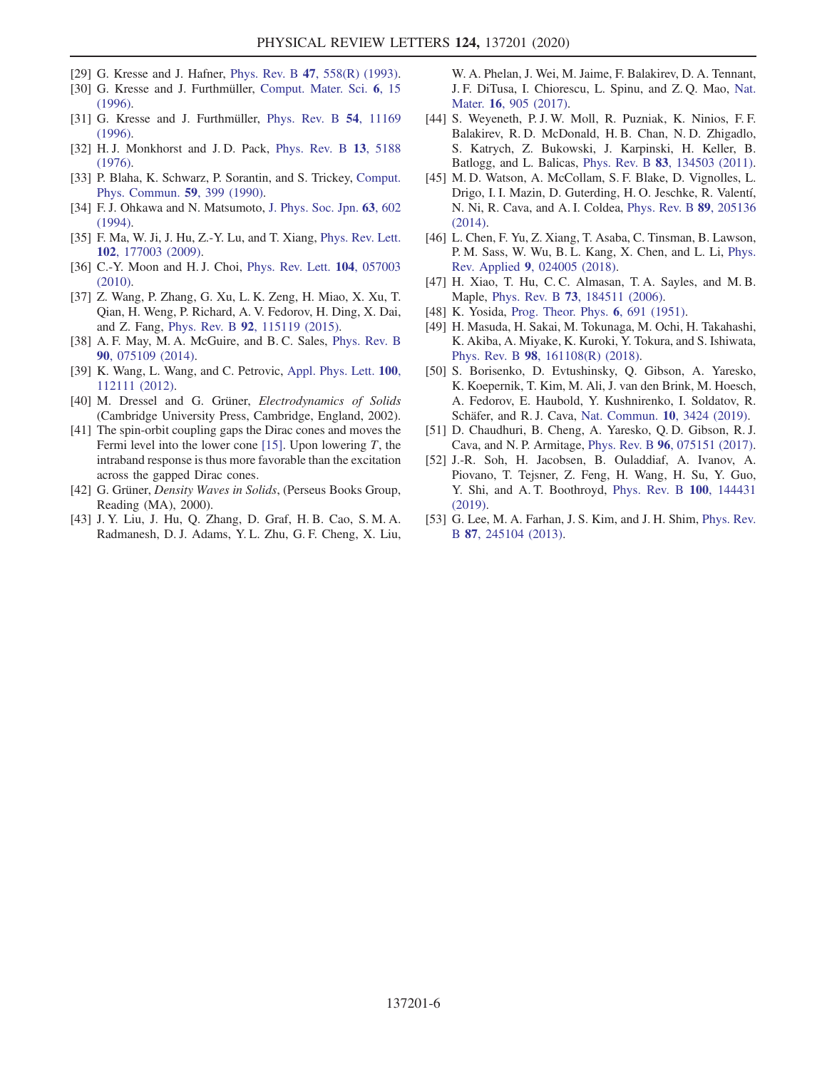[29] G. Kresse and J. Hafner, Phys. Rev. B **47**, 558(R) (1993).

[30] G. Kresse and J. Furthmüller, Comput. Mater. Sci. **6**, 15 (1996).

[31] G. Kresse and J. Furthmüller, Phys. Rev. B **54**, 11169 (1996).

[32] H. J. Monkhorst and J. D. Pack, Phys. Rev. B **13**, 5188 (1976).

[33] P. Blaha, K. Schwarz, P. Sorantin, and S. Trickey, Comput. Phys. Commun. **59**, 399 (1990).

[34] F. J. Ohkawa and N. Matsumoto, J. Phys. Soc. Jpn. **63**, 602 (1994).

[35] F. Ma, W. Ji, J. Hu, Z.-Y. Lu, and T. Xiang, Phys. Rev. Lett. **102**, 177003 (2009).

[36] C.-Y. Moon and H. J. Choi, Phys. Rev. Lett. **104**, 057003 (2010).

[37] Z. Wang, P. Zhang, G. Xu, L. K. Zeng, H. Miao, X. Xu, T. Qian, H. Weng, P. Richard, A. V. Fedorov, H. Ding, X. Dai, and Z. Fang, Phys. Rev. B **92**, 115119 (2015).

[38] A. F. May, M. A. McGuire, and B. C. Sales, Phys. Rev. B **90**, 075109 (2014).

[39] K. Wang, L. Wang, and C. Petrovic, Appl. Phys. Lett. **100**, 112111 (2012).

[40] M. Dressel and G. Grüner, *Electrodynamics of Solids* (Cambridge University Press, Cambridge, England, 2002).

[41] The spin-orbit coupling gaps the Dirac cones and moves the Fermi level into the lower cone [15]. Upon lowering $T$, the intraband response is thus more favorable than the excitation across the gapped Dirac cones.

[42] G. Grüner, *Density Waves in Solids*, (Perseus Books Group, Reading (MA), 2000).

[43] J. Y. Liu, J. Hu, Q. Zhang, D. Graf, H. B. Cao, S. M. A. Radmanesh, D. J. Adams, Y. L. Zhu, G. F. Cheng, X. Liu, W. A. Phelan, J. Wei, M. Jaime, F. Balakirev, D. A. Tennant, J. F. DiTusa, I. Chiorescu, L. Spinu, and Z. Q. Mao, Nat. Mater. **16**, 905 (2017).

[44] S. Weyeneth, P. J. W. Moll, R. Puzniak, K. Ninios, F. F. Balakirev, R. D. McDonald, H. B. Chan, N. D. Zhigadlo, S. Katrych, Z. Bukowski, J. Karpinski, H. Keller, B. Batlogg, and L. Balicas, Phys. Rev. B **83**, 134503 (2011).

[45] M. D. Watson, A. McCollam, S. F. Blake, D. Vignolles, L. Drigo, I. I. Mazin, D. Guterding, H. O. Jeschke, R. Valentí, N. Ni, R. Cava, and A. I. Coldea, Phys. Rev. B **89**, 205136 (2014).

[46] L. Chen, F. Yu, Z. Xiang, T. Asaba, C. Tinsman, B. Lawson, P. M. Sass, W. Wu, B. L. Kang, X. Chen, and L. Li, Phys. Rev. Applied **9**, 024005 (2018).

[47] H. Xiao, T. Hu, C. C. Almasan, T. A. Sayles, and M. B. Maple, Phys. Rev. B **73**, 184511 (2006).

[48] K. Yosida, Prog. Theor. Phys. **6**, 691 (1951).

[49] H. Masuda, H. Sakai, M. Tokunaga, M. Ochi, H. Takahashi, K. Akiba, A. Miyake, K. Kuroki, Y. Tokura, and S. Ishiwata, Phys. Rev. B **98**, 161108(R) (2018).

[50] S. Borisenko, D. Evtushinsky, Q. Gibson, A. Yaresko, K. Koepernik, T. Kim, M. Ali, J. van den Brink, M. Hoesch, A. Fedorov, E. Haubold, Y. Kushnirenko, I. Soldatov, R. Schäfer, and R. J. Cava, Nat. Commun. **10**, 3424 (2019).

[51] D. Chaudhuri, B. Cheng, A. Yaresko, Q. D. Gibson, R. J. Cava, and N. P. Armitage, Phys. Rev. B **96**, 075151 (2017).

[52] J.-R. Soh, H. Jacobsen, B. Ouladdiaf, A. Ivanov, A. Piovano, T. Tejsner, Z. Feng, H. Wang, H. Su, Y. Guo, Y. Shi, and A. T. Boothroyd, Phys. Rev. B **100**, 144431 (2019).

[53] G. Lee, M. A. Farhan, J. S. Kim, and J. H. Shim, Phys. Rev. B **87**, 245104 (2013).